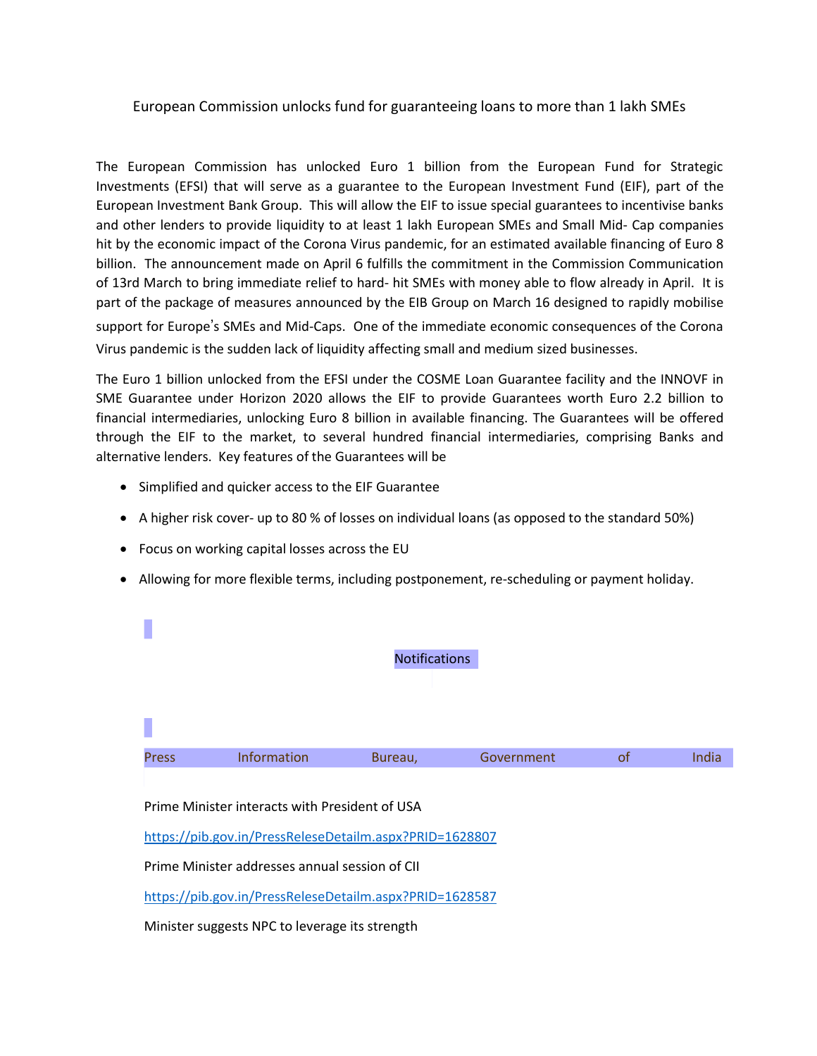# European Commission unlocks fund for guaranteeing loans to more than 1 lakh SMEs

The European Commission has unlocked Euro 1 billion from the European Fund for Strategic Investments (EFSI) that will serve as a guarantee to the European Investment Fund (EIF), part of the European Investment Bank Group. This will allow the EIF to issue special guarantees to incentivise banks and other lenders to provide liquidity to at least 1 lakh European SMEs and Small Mid- Cap companies hit by the economic impact of the Corona Virus pandemic, for an estimated available financing of Euro 8 billion. The announcement made on April 6 fulfills the commitment in the Commission Communication of 13rd March to bring immediate relief to hard- hit SMEs with money able to flow already in April. It is part of the package of measures announced by the EIB Group on March 16 designed to rapidly mobilise support for Europe's SMEs and Mid-Caps. One of the immediate economic consequences of the Corona Virus pandemic is the sudden lack of liquidity affecting small and medium sized businesses.

The Euro 1 billion unlocked from the EFSI under the COSME Loan Guarantee facility and the INNOVF in SME Guarantee under Horizon 2020 allows the EIF to provide Guarantees worth Euro 2.2 billion to financial intermediaries, unlocking Euro 8 billion in available financing. The Guarantees will be offered through the EIF to the market, to several hundred financial intermediaries, comprising Banks and alternative lenders. Key features of the Guarantees will be

- Simplified and quicker access to the EIF Guarantee
- A higher risk cover- up to 80 % of losses on individual loans (as opposed to the standard 50%)
- Focus on working capital losses across the EU
- Allowing for more flexible terms, including postponement, re-scheduling or payment holiday.

## Notifications

## Press Information Bureau, Government of India

Prime Minister interacts with President of USA

https://pib.gov.in/PressReleseDetailm.aspx?PRID=1628807

Prime Minister addresses annual session of CII

https://pib.gov.in/PressReleseDetailm.aspx?PRID=1628587

Minister suggests NPC to leverage its strength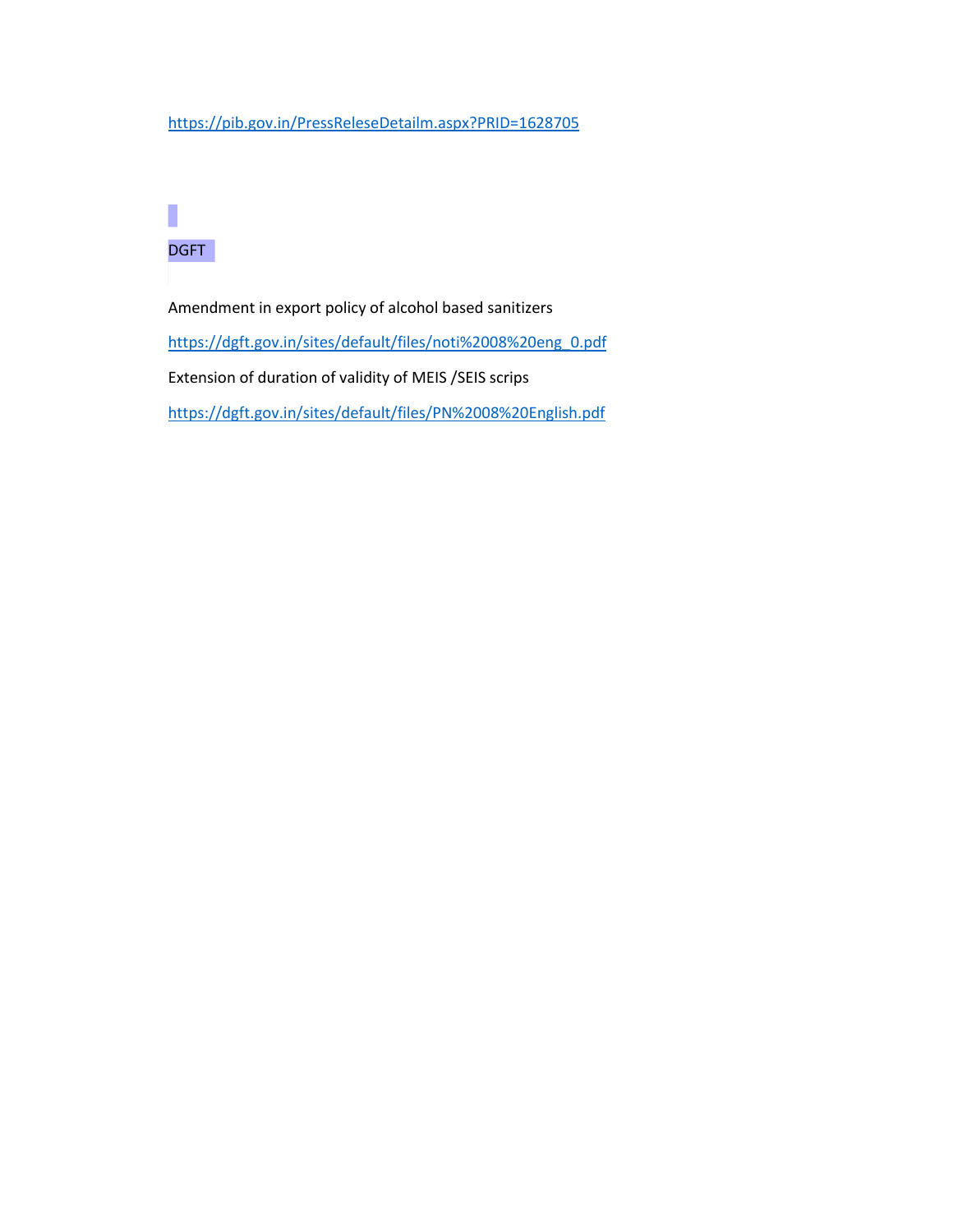https://pib.gov.in/PressReleseDetailm.aspx?PRID=1628705

DGFT

Amendment in export policy of alcohol based sanitizers

https://dgft.gov.in/sites/default/files/noti%2008%20eng_0.pdf

Extension of duration of validity of MEIS /SEIS scrips

https://dgft.gov.in/sites/default/files/PN%2008%20English.pdf